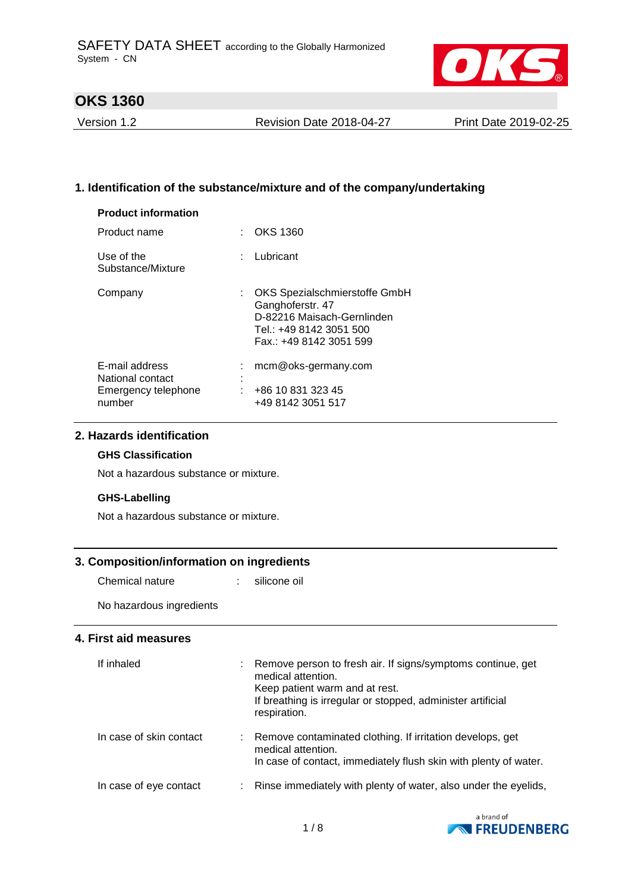SAFETY DATA SHEET according to the Globally Harmonized System - CN

# OKS 1360

| Version 1.2 | Revision Date 2018-04-27 | Print Date 2019-02-25 |
|---|---|---|

## 1. Identification of the substance/mixture and of the company/undertaking

**Product information**

| | | |
|---|---|---|
| Product name | : | OKS 1360 |
| Use of the Substance/Mixture | : | Lubricant |
| Company | : | OKS Spezialschmierstoffe GmbH<br>Ganghoferstr. 47<br>D-82216 Maisach-Gernlinden<br>Tel.: +49 8142 3051 500<br>Fax.: +49 8142 3051 599 |
| E-mail address | : | mcm@oks-germany.com |
| National contact | : | |
| Emergency telephone number | : | +86 10 831 323 45<br>+49 8142 3051 517 |

## 2. Hazards identification

**GHS Classification**

Not a hazardous substance or mixture.

**GHS-Labelling**

Not a hazardous substance or mixture.

## 3. Composition/information on ingredients

| | | |
|---|---|---|
| Chemical nature | : | silicone oil |

No hazardous ingredients

## 4. First aid measures

| | | |
|---|---|---|
| If inhaled | : | Remove person to fresh air. If signs/symptoms continue, get medical attention.<br>Keep patient warm and at rest.<br>If breathing is irregular or stopped, administer artificial respiration. |
| In case of skin contact | : | Remove contaminated clothing. If irritation develops, get medical attention.<br>In case of contact, immediately flush skin with plenty of water. |
| In case of eye contact | : | Rinse immediately with plenty of water, also under the eyelids, |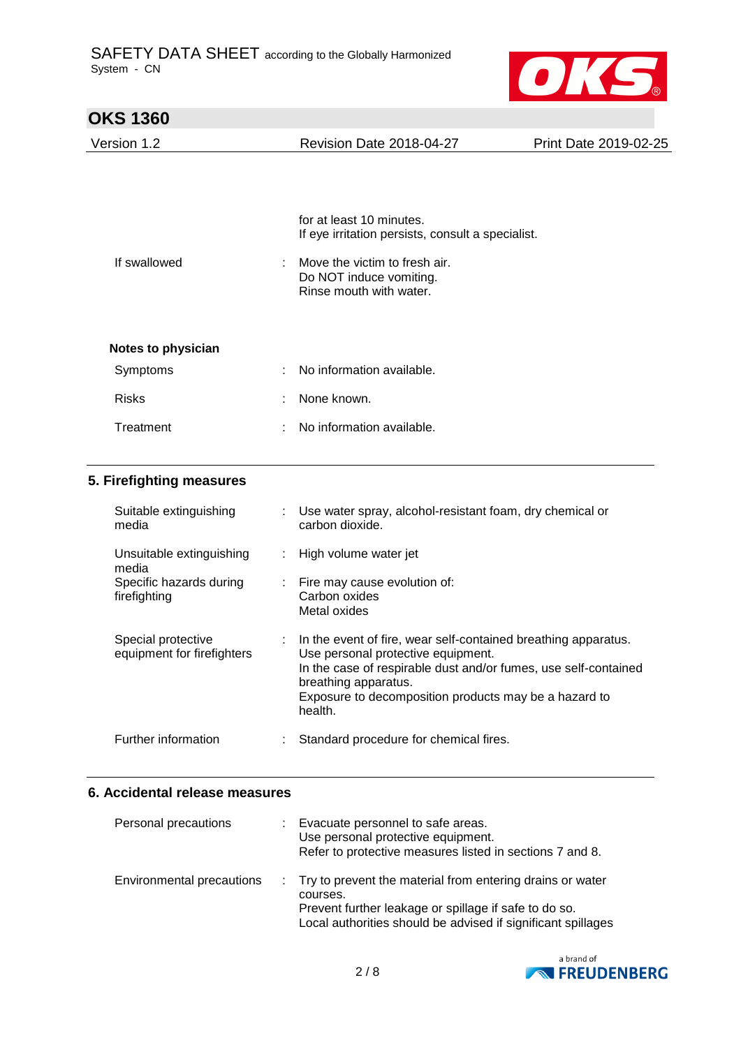for at least 10 minutes.
If eye irritation persists, consult a specialist.

| | |
|---|---|
| If swallowed | : Move the victim to fresh air.<br>Do NOT induce vomiting.<br>Rinse mouth with water. |

**Notes to physician**

| | |
|---|---|
| Symptoms | : No information available. |
| Risks | : None known. |
| Treatment | : No information available. |

## 5. Firefighting measures

| | |
|---|---|
| Suitable extinguishing media | : Use water spray, alcohol-resistant foam, dry chemical or carbon dioxide. |
| Unsuitable extinguishing media | : High volume water jet |
| Specific hazards during firefighting | : Fire may cause evolution of:<br>Carbon oxides<br>Metal oxides |
| Special protective equipment for firefighters | : In the event of fire, wear self-contained breathing apparatus.<br>Use personal protective equipment.<br>In the case of respirable dust and/or fumes, use self-contained breathing apparatus.<br>Exposure to decomposition products may be a hazard to health. |
| Further information | : Standard procedure for chemical fires. |

## 6. Accidental release measures

| | |
|---|---|
| Personal precautions | : Evacuate personnel to safe areas.<br>Use personal protective equipment.<br>Refer to protective measures listed in sections 7 and 8. |
| Environmental precautions | : Try to prevent the material from entering drains or water courses.<br>Prevent further leakage or spillage if safe to do so.<br>Local authorities should be advised if significant spillages |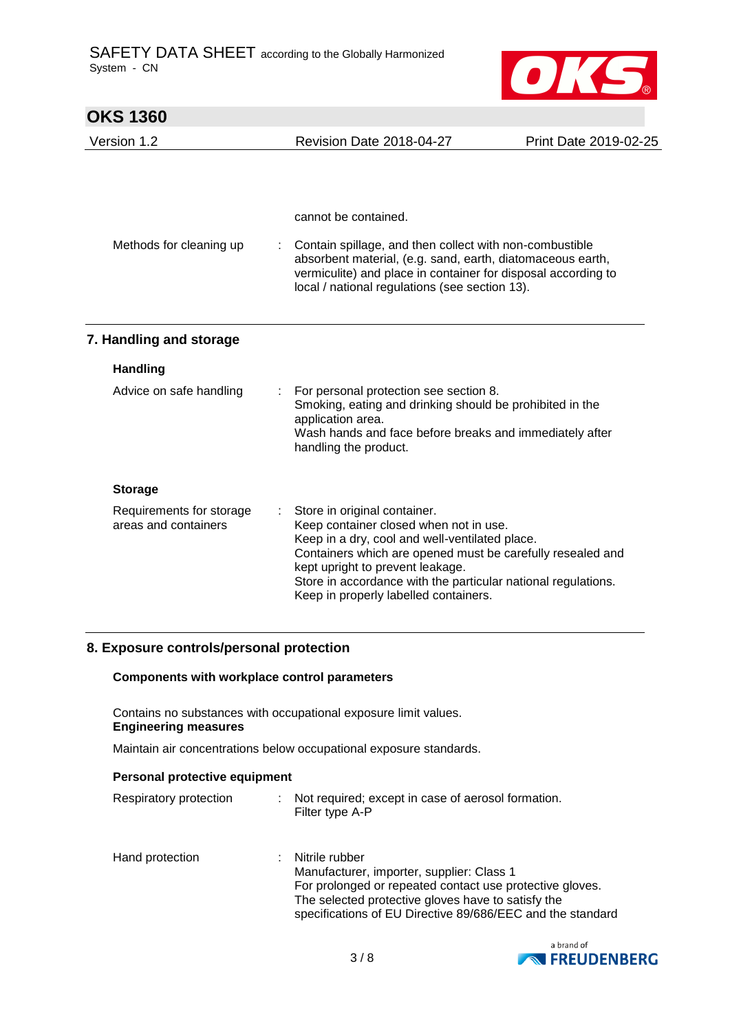cannot be contained.

| | |
|---|---|
| Methods for cleaning up | : Contain spillage, and then collect with non-combustible absorbent material, (e.g. sand, earth, diatomaceous earth, vermiculite) and place in container for disposal according to local / national regulations (see section 13). |

## 7. Handling and storage

### Handling

| | |
|---|---|
| Advice on safe handling | : For personal protection see section 8.<br>Smoking, eating and drinking should be prohibited in the application area.<br>Wash hands and face before breaks and immediately after handling the product. |

### Storage

| | |
|---|---|
| Requirements for storage areas and containers | : Store in original container.<br>Keep container closed when not in use.<br>Keep in a dry, cool and well-ventilated place.<br>Containers which are opened must be carefully resealed and kept upright to prevent leakage.<br>Store in accordance with the particular national regulations.<br>Keep in properly labelled containers. |

## 8. Exposure controls/personal protection

### Components with workplace control parameters

Contains no substances with occupational exposure limit values.

**Engineering measures**

Maintain air concentrations below occupational exposure standards.

### Personal protective equipment

| | |
|---|---|
| Respiratory protection | : Not required; except in case of aerosol formation.<br>Filter type A-P |
| Hand protection | : Nitrile rubber<br>Manufacturer, importer, supplier: Class 1<br>For prolonged or repeated contact use protective gloves.<br>The selected protective gloves have to satisfy the specifications of EU Directive 89/686/EEC and the standard |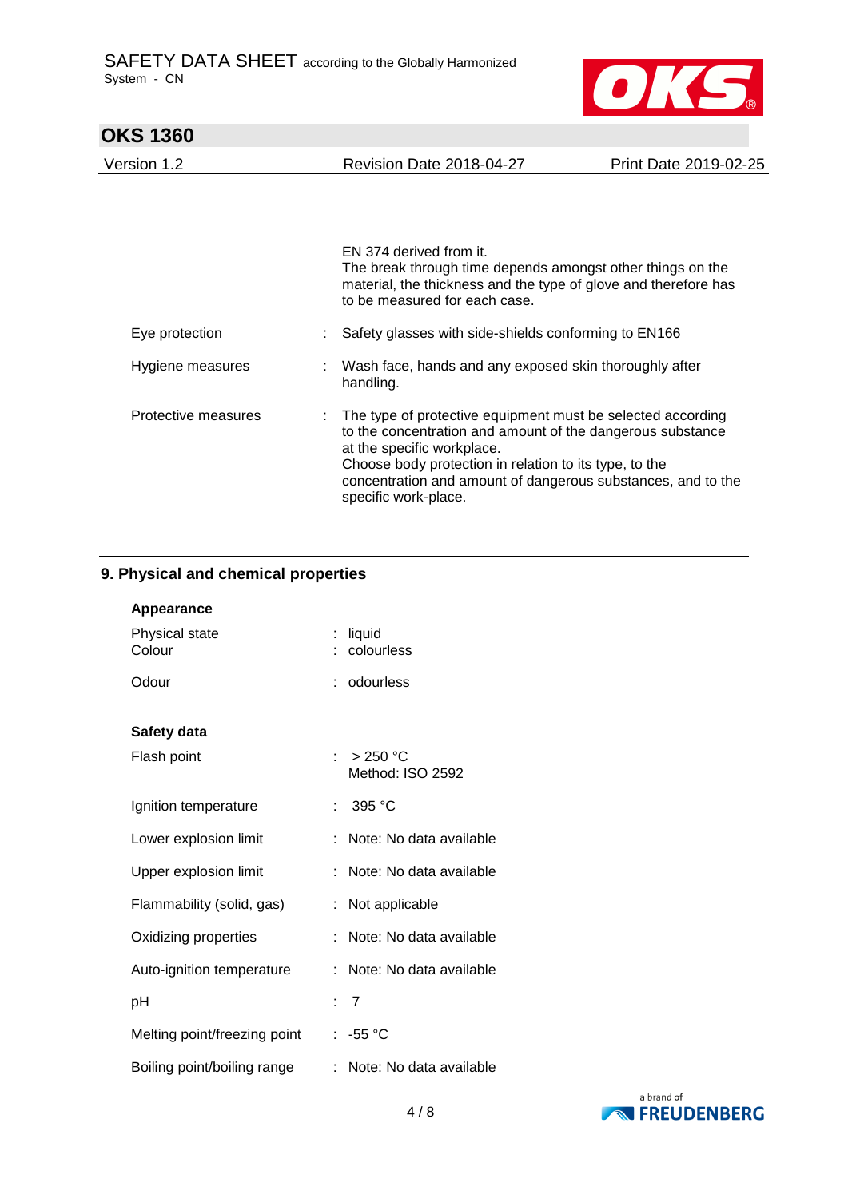EN 374 derived from it.
The break through time depends amongst other things on the material, the thickness and the type of glove and therefore has to be measured for each case.

| | | |
|---|---|---|
| Eye protection | : | Safety glasses with side-shields conforming to EN166 |
| Hygiene measures | : | Wash face, hands and any exposed skin thoroughly after handling. |
| Protective measures | : | The type of protective equipment must be selected according to the concentration and amount of the dangerous substance at the specific workplace.<br>Choose body protection in relation to its type, to the concentration and amount of dangerous substances, and to the specific work-place. |

## 9. Physical and chemical properties

**Appearance**

| | | |
|---|---|---|
| Physical state | : | liquid |
| Colour | : | colourless |
| Odour | : | odourless |

**Safety data**

| | | |
|---|---|---|
| Flash point | : | > 250 °C<br>Method: ISO 2592 |
| Ignition temperature | : | 395 °C |
| Lower explosion limit | : | Note: No data available |
| Upper explosion limit | : | Note: No data available |
| Flammability (solid, gas) | : | Not applicable |
| Oxidizing properties | : | Note: No data available |
| Auto-ignition temperature | : | Note: No data available |
| pH | : | 7 |
| Melting point/freezing point | : | -55 °C |
| Boiling point/boiling range | : | Note: No data available |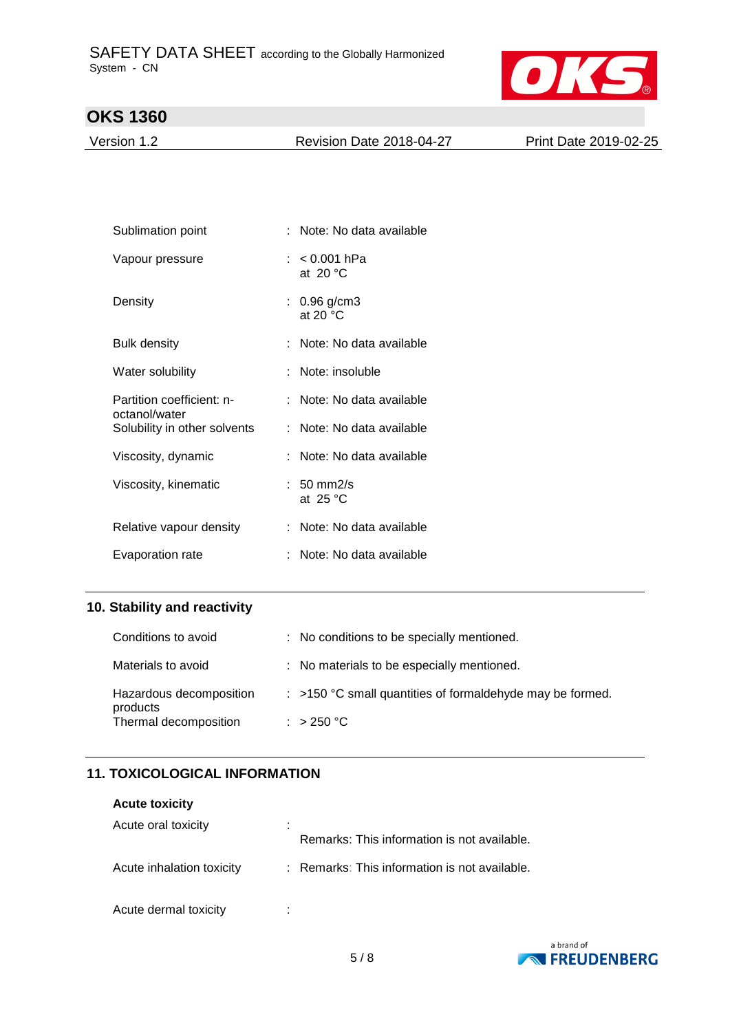| | | |
|---|---|---|
| Sublimation point | : | Note: No data available |
| Vapour pressure | : | < 0.001 hPa<br>at 20 °C |
| Density | : | 0.96 g/cm3<br>at 20 °C |
| Bulk density | : | Note: No data available |
| Water solubility | : | Note: insoluble |
| Partition coefficient: n-octanol/water | : | Note: No data available |
| Solubility in other solvents | : | Note: No data available |
| Viscosity, dynamic | : | Note: No data available |
| Viscosity, kinematic | : | 50 mm2/s<br>at 25 °C |
| Relative vapour density | : | Note: No data available |
| Evaporation rate | : | Note: No data available |

## 10. Stability and reactivity

| | | |
|---|---|---|
| Conditions to avoid | : | No conditions to be specially mentioned. |
| Materials to avoid | : | No materials to be especially mentioned. |
| Hazardous decomposition products | : | >150 °C small quantities of formaldehyde may be formed. |
| Thermal decomposition | : | > 250 °C |

## 11. TOXICOLOGICAL INFORMATION

**Acute toxicity**

| | | |
|---|---|---|
| Acute oral toxicity | : | Remarks: This information is not available. |
| Acute inhalation toxicity | : | Remarks: This information is not available. |
| Acute dermal toxicity | : | |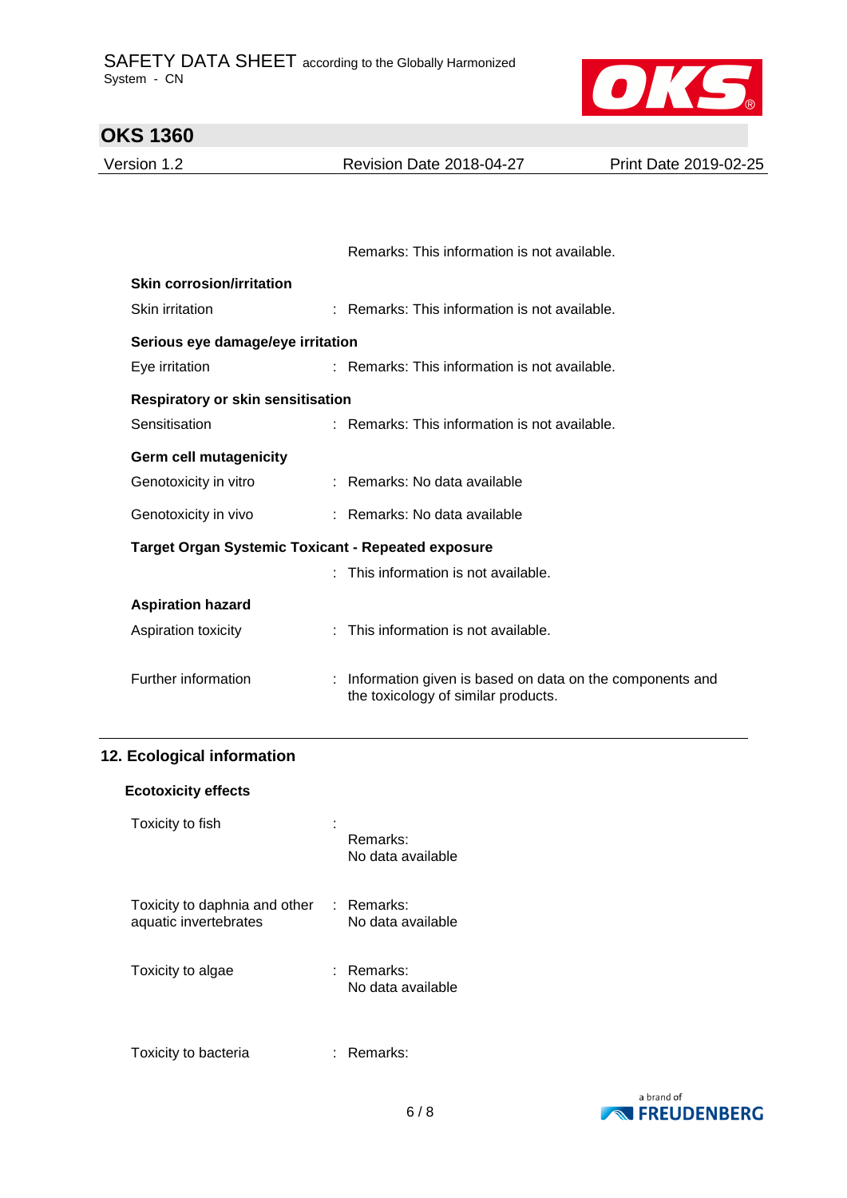Remarks: This information is not available.

**Skin corrosion/irritation**

Skin irritation : Remarks: This information is not available.

**Serious eye damage/eye irritation**

Eye irritation : Remarks: This information is not available.

**Respiratory or skin sensitisation**

Sensitisation : Remarks: This information is not available.

**Germ cell mutagenicity**

Genotoxicity in vitro : Remarks: No data available

Genotoxicity in vivo : Remarks: No data available

**Target Organ Systemic Toxicant - Repeated exposure**

: This information is not available.

**Aspiration hazard**

Aspiration toxicity : This information is not available.

Further information : Information given is based on data on the components and the toxicology of similar products.

## 12. Ecological information

**Ecotoxicity effects**

Toxicity to fish :
Remarks:
No data available

Toxicity to daphnia and other aquatic invertebrates : Remarks:
No data available

Toxicity to algae : Remarks:
No data available

Toxicity to bacteria : Remarks: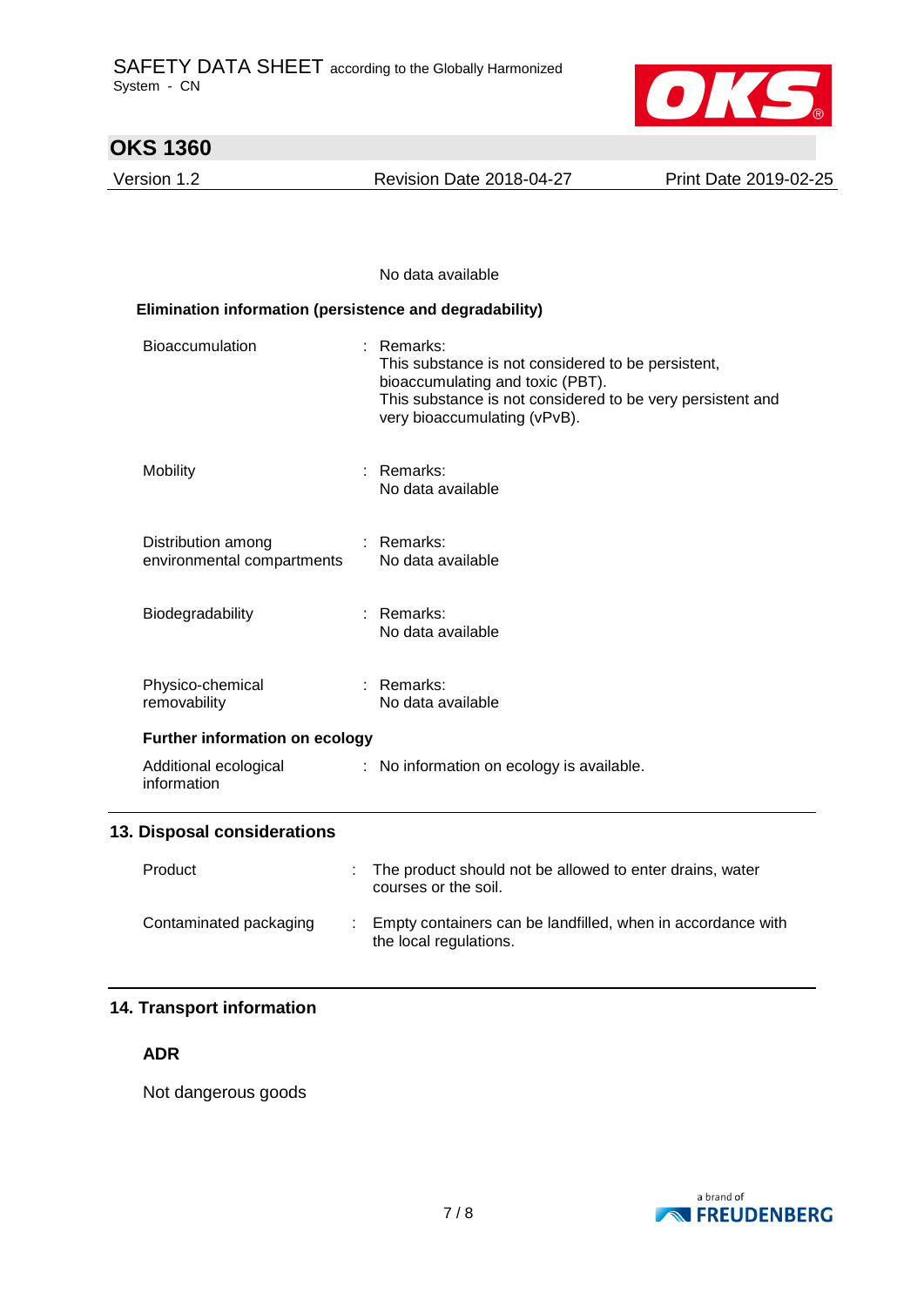No data available

**Elimination information (persistence and degradability)**

| | | |
|---|---|---|
| Bioaccumulation | : | Remarks:<br>This substance is not considered to be persistent, bioaccumulating and toxic (PBT).<br>This substance is not considered to be very persistent and very bioaccumulating (vPvB). |
| Mobility | : | Remarks:<br>No data available |
| Distribution among environmental compartments | : | Remarks:<br>No data available |
| Biodegradability | : | Remarks:<br>No data available |
| Physico-chemical removability | : | Remarks:<br>No data available |

**Further information on ecology**

| | | |
|---|---|---|
| Additional ecological information | : | No information on ecology is available. |

## 13. Disposal considerations

| | | |
|---|---|---|
| Product | : | The product should not be allowed to enter drains, water courses or the soil. |
| Contaminated packaging | : | Empty containers can be landfilled, when in accordance with the local regulations. |

## 14. Transport information

**ADR**

Not dangerous goods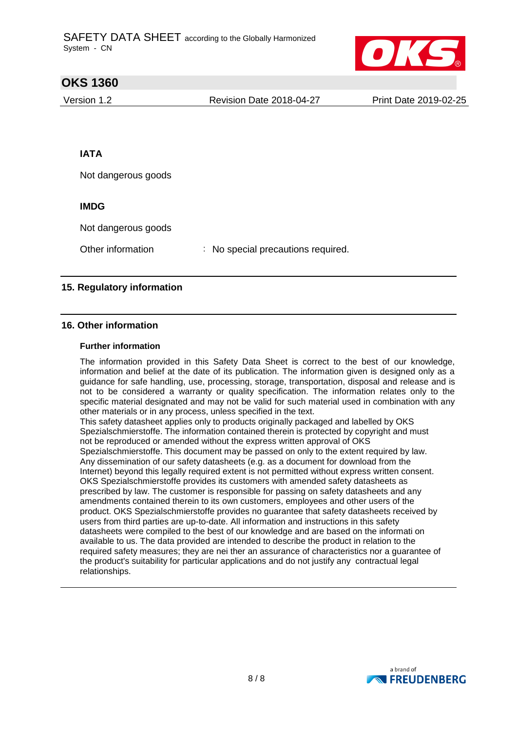**IATA**

Not dangerous goods

**IMDG**

Not dangerous goods

Other information : No special precautions required.

## 15. Regulatory information

## 16. Other information

**Further information**

The information provided in this Safety Data Sheet is correct to the best of our knowledge, information and belief at the date of its publication. The information given is designed only as a guidance for safe handling, use, processing, storage, transportation, disposal and release and is not to be considered a warranty or quality specification. The information relates only to the specific material designated and may not be valid for such material used in combination with any other materials or in any process, unless specified in the text.
This safety datasheet applies only to products originally packaged and labelled by OKS Spezialschmierstoffe. The information contained therein is protected by copyright and must not be reproduced or amended without the express written approval of OKS Spezialschmierstoffe. This document may be passed on only to the extent required by law. Any dissemination of our safety datasheets (e.g. as a document for download from the Internet) beyond this legally required extent is not permitted without express written consent. OKS Spezialschmierstoffe provides its customers with amended safety datasheets as prescribed by law. The customer is responsible for passing on safety datasheets and any amendments contained therein to its own customers, employees and other users of the product. OKS Spezialschmierstoffe provides no guarantee that safety datasheets received by users from third parties are up-to-date. All information and instructions in this safety datasheets were compiled to the best of our knowledge and are based on the informati on available to us. The data provided are intended to describe the product in relation to the required safety measures; they are nei ther an assurance of characteristics nor a guarantee of the product's suitability for particular applications and do not justify any contractual legal relationships.